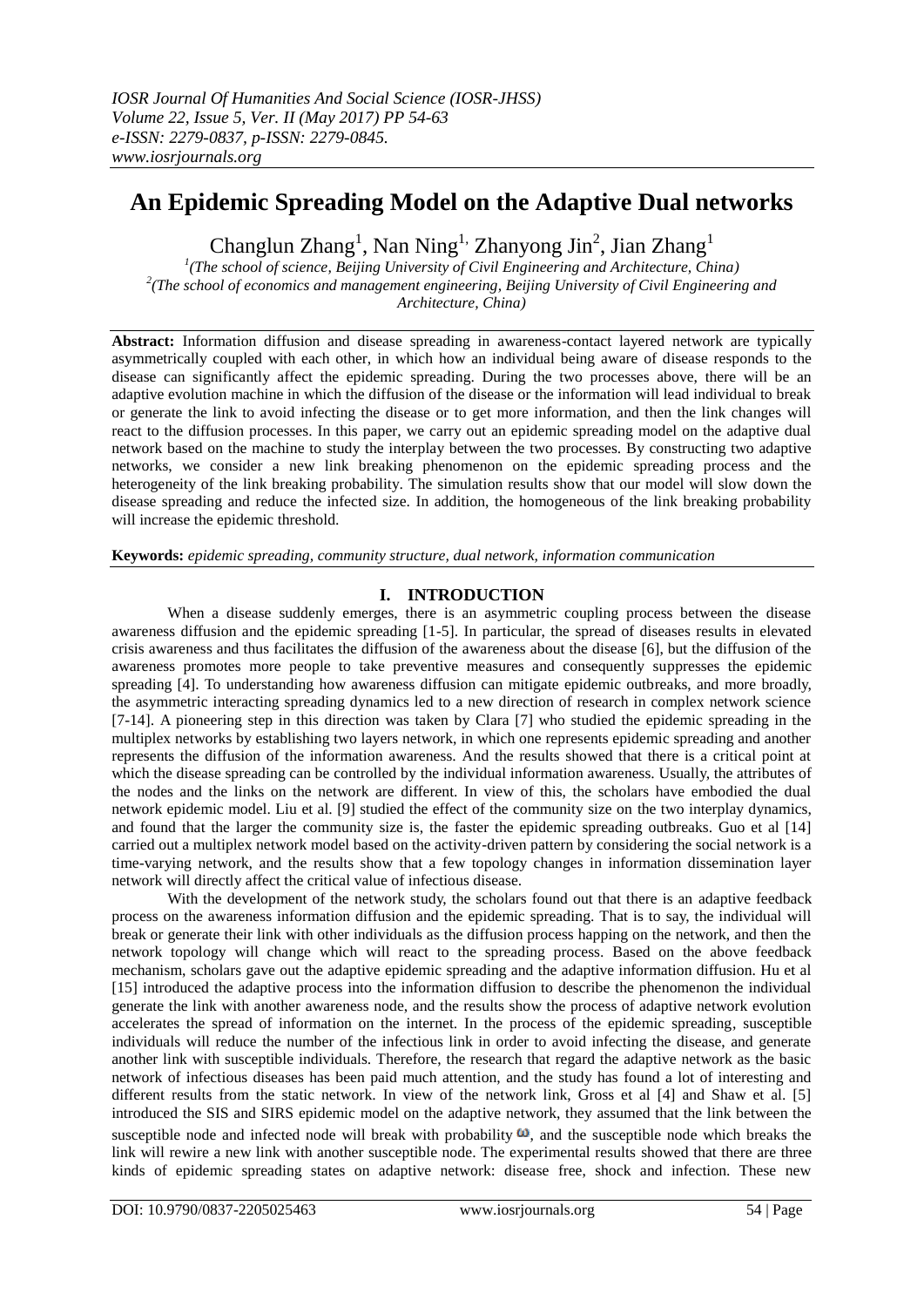# An Epidemic Spreading Model on the Adaptive Dual networks

Changlun Zhang[1], Nan Ning[1], Zhanyong Jin[2], Jian Zhang[1]

[1](The school of science, Beijing University of Civil Engineering and Architecture, China)
[2](The school of economics and management engineering, Beijing University of Civil Engineering and Architecture, China)

**Abstract:** Information diffusion and disease spreading in awareness-contact layered network are typically asymmetrically coupled with each other, in which how an individual being aware of disease responds to the disease can significantly affect the epidemic spreading. During the two processes above, there will be an adaptive evolution machine in which the diffusion of the disease or the information will lead individual to break or generate the link to avoid infecting the disease or to get more information, and then the link changes will react to the diffusion processes. In this paper, we carry out an epidemic spreading model on the adaptive dual network based on the machine to study the interplay between the two processes. By constructing two adaptive networks, we consider a new link breaking phenomenon on the epidemic spreading process and the heterogeneity of the link breaking probability. The simulation results show that our model will slow down the disease spreading and reduce the infected size. In addition, the homogeneous of the link breaking probability will increase the epidemic threshold.

**Keywords:** *epidemic spreading, community structure, dual network, information communication*

## I. INTRODUCTION

When a disease suddenly emerges, there is an asymmetric coupling process between the disease awareness diffusion and the epidemic spreading [1-5]. In particular, the spread of diseases results in elevated crisis awareness and thus facilitates the diffusion of the awareness about the disease [6], but the diffusion of the awareness promotes more people to take preventive measures and consequently suppresses the epidemic spreading [4]. To understanding how awareness diffusion can mitigate epidemic outbreaks, and more broadly, the asymmetric interacting spreading dynamics led to a new direction of research in complex network science [7-14]. A pioneering step in this direction was taken by Clara [7] who studied the epidemic spreading in the multiplex networks by establishing two layers network, in which one represents epidemic spreading and another represents the diffusion of the information awareness. And the results showed that there is a critical point at which the disease spreading can be controlled by the individual information awareness. Usually, the attributes of the nodes and the links on the network are different. In view of this, the scholars have embodied the dual network epidemic model. Liu et al. [9] studied the effect of the community size on the two interplay dynamics, and found that the larger the community size is, the faster the epidemic spreading outbreaks. Guo et al [14] carried out a multiplex network model based on the activity-driven pattern by considering the social network is a time-varying network, and the results show that a few topology changes in information dissemination layer network will directly affect the critical value of infectious disease.

With the development of the network study, the scholars found out that there is an adaptive feedback process on the awareness information diffusion and the epidemic spreading. That is to say, the individual will break or generate their link with other individuals as the diffusion process happing on the network, and then the network topology will change which will react to the spreading process. Based on the above feedback mechanism, scholars gave out the adaptive epidemic spreading and the adaptive information diffusion. Hu et al [15] introduced the adaptive process into the information diffusion to describe the phenomenon the individual generate the link with another awareness node, and the results show the process of adaptive network evolution accelerates the spread of information on the internet. In the process of the epidemic spreading, susceptible individuals will reduce the number of the infectious link in order to avoid infecting the disease, and generate another link with susceptible individuals. Therefore, the research that regard the adaptive network as the basic network of infectious diseases has been paid much attention, and the study has found a lot of interesting and different results from the static network. In view of the network link, Gross et al [4] and Shaw et al. [5] introduced the SIS and SIRS epidemic model on the adaptive network, they assumed that the link between the susceptible node and infected node will break with probability $\omega$, and the susceptible node which breaks the link will rewire a new link with another susceptible node. The experimental results showed that there are three kinds of epidemic spreading states on adaptive network: disease free, shock and infection. These new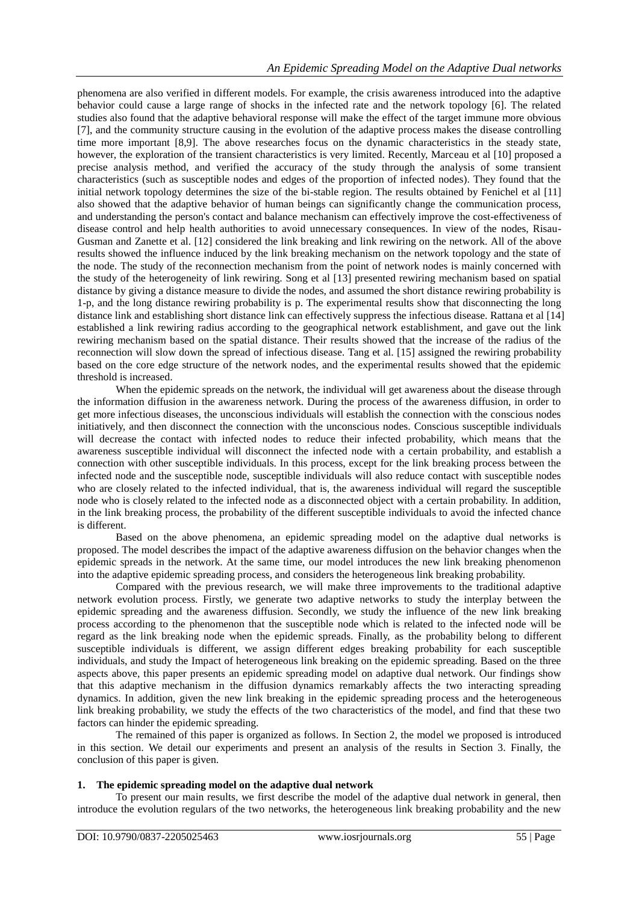phenomena are also verified in different models. For example, the crisis awareness introduced into the adaptive behavior could cause a large range of shocks in the infected rate and the network topology [6]. The related studies also found that the adaptive behavioral response will make the effect of the target immune more obvious [7], and the community structure causing in the evolution of the adaptive process makes the disease controlling time more important [8,9]. The above researches focus on the dynamic characteristics in the steady state, however, the exploration of the transient characteristics is very limited. Recently, Marceau et al [10] proposed a precise analysis method, and verified the accuracy of the study through the analysis of some transient characteristics (such as susceptible nodes and edges of the proportion of infected nodes). They found that the initial network topology determines the size of the bi-stable region. The results obtained by Fenichel et al [11] also showed that the adaptive behavior of human beings can significantly change the communication process, and understanding the person's contact and balance mechanism can effectively improve the cost-effectiveness of disease control and help health authorities to avoid unnecessary consequences. In view of the nodes, Risau-Gusman and Zanette et al. [12] considered the link breaking and link rewiring on the network. All of the above results showed the influence induced by the link breaking mechanism on the network topology and the state of the node. The study of the reconnection mechanism from the point of network nodes is mainly concerned with the study of the heterogeneity of link rewiring. Song et al [13] presented rewiring mechanism based on spatial distance by giving a distance measure to divide the nodes, and assumed the short distance rewiring probability is 1-p, and the long distance rewiring probability is p. The experimental results show that disconnecting the long distance link and establishing short distance link can effectively suppress the infectious disease. Rattana et al [14] established a link rewiring radius according to the geographical network establishment, and gave out the link rewiring mechanism based on the spatial distance. Their results showed that the increase of the radius of the reconnection will slow down the spread of infectious disease. Tang et al. [15] assigned the rewiring probability based on the core edge structure of the network nodes, and the experimental results showed that the epidemic threshold is increased.

When the epidemic spreads on the network, the individual will get awareness about the disease through the information diffusion in the awareness network. During the process of the awareness diffusion, in order to get more infectious diseases, the unconscious individuals will establish the connection with the conscious nodes initiatively, and then disconnect the connection with the unconscious nodes. Conscious susceptible individuals will decrease the contact with infected nodes to reduce their infected probability, which means that the awareness susceptible individual will disconnect the infected node with a certain probability, and establish a connection with other susceptible individuals. In this process, except for the link breaking process between the infected node and the susceptible node, susceptible individuals will also reduce contact with susceptible nodes who are closely related to the infected individual, that is, the awareness individual will regard the susceptible node who is closely related to the infected node as a disconnected object with a certain probability. In addition, in the link breaking process, the probability of the different susceptible individuals to avoid the infected chance is different.

Based on the above phenomena, an epidemic spreading model on the adaptive dual networks is proposed. The model describes the impact of the adaptive awareness diffusion on the behavior changes when the epidemic spreads in the network. At the same time, our model introduces the new link breaking phenomenon into the adaptive epidemic spreading process, and considers the heterogeneous link breaking probability.

Compared with the previous research, we will make three improvements to the traditional adaptive network evolution process. Firstly, we generate two adaptive networks to study the interplay between the epidemic spreading and the awareness diffusion. Secondly, we study the influence of the new link breaking process according to the phenomenon that the susceptible node which is related to the infected node will be regard as the link breaking node when the epidemic spreads. Finally, as the probability belong to different susceptible individuals is different, we assign different edges breaking probability for each susceptible individuals, and study the Impact of heterogeneous link breaking on the epidemic spreading. Based on the three aspects above, this paper presents an epidemic spreading model on adaptive dual network. Our findings show that this adaptive mechanism in the diffusion dynamics remarkably affects the two interacting spreading dynamics. In addition, given the new link breaking in the epidemic spreading process and the heterogeneous link breaking probability, we study the effects of the two characteristics of the model, and find that these two factors can hinder the epidemic spreading.

The remained of this paper is organized as follows. In Section 2, the model we proposed is introduced in this section. We detail our experiments and present an analysis of the results in Section 3. Finally, the conclusion of this paper is given.

## 1. The epidemic spreading model on the adaptive dual network

To present our main results, we first describe the model of the adaptive dual network in general, then introduce the evolution regulars of the two networks, the heterogeneous link breaking probability and the new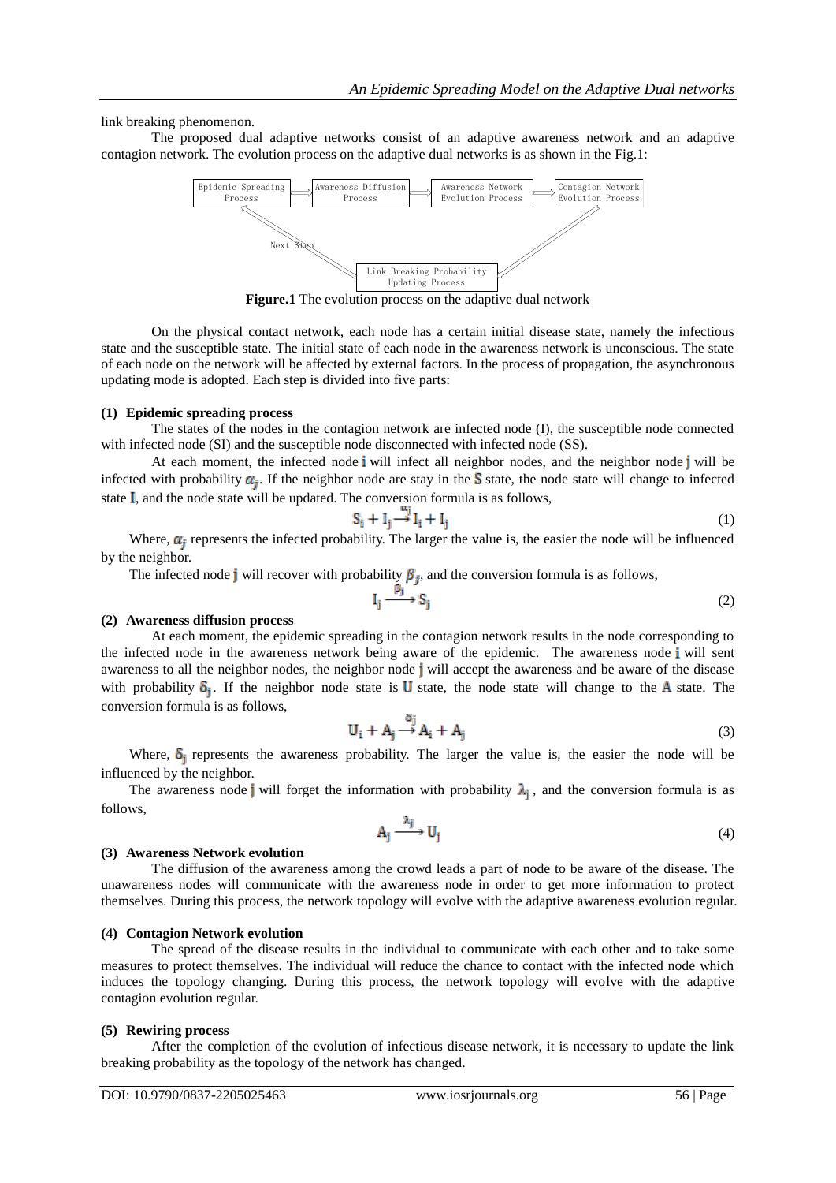link breaking phenomenon.

The proposed dual adaptive networks consist of an adaptive awareness network and an adaptive contagion network. The evolution process on the adaptive dual networks is as shown in the Fig.1:

Epidemic Spreading Process ⟹ Awareness Diffusion Process ⟹ Awareness Network Evolution Process ⟹ Contagion Network Evolution Process ⟹ Link Breaking Probability Updating Process ⟹ (Next Step) Epidemic Spreading Process

**Figure.1** The evolution process on the adaptive dual network

On the physical contact network, each node has a certain initial disease state, namely the infectious state and the susceptible state. The initial state of each node in the awareness network is unconscious. The state of each node on the network will be affected by external factors. In the process of propagation, the asynchronous updating mode is adopted. Each step is divided into five parts:

**(1) Epidemic spreading process**

The states of the nodes in the contagion network are infected node (I), the susceptible node connected with infected node (SI) and the susceptible node disconnected with infected node (SS).

At each moment, the infected node $\mathbf{i}$ will infect all neighbor nodes, and the neighbor node $\mathbf{j}$ will be infected with probability $\alpha_j$. If the neighbor node are stay in the $\mathbf{S}$ state, the node state will change to infected state $\mathbf{I}$, and the node state will be updated. The conversion formula is as follows,

$$S_i + I_j \xrightarrow{\alpha_j} I_i + I_j \tag{1}$$

Where, $\alpha_j$ represents the infected probability. The larger the value is, the easier the node will be influenced by the neighbor.

The infected node $\mathbf{j}$ will recover with probability $\beta_j$, and the conversion formula is as follows,

$$I_j \xrightarrow{\beta_j} S_j \tag{2}$$

**(2) Awareness diffusion process**

At each moment, the epidemic spreading in the contagion network results in the node corresponding to the infected node in the awareness network being aware of the epidemic. The awareness node $\mathbf{i}$ will sent awareness to all the neighbor nodes, the neighbor node $\mathbf{j}$ will accept the awareness and be aware of the disease with probability $\delta_j$. If the neighbor node state is $\mathbf{U}$ state, the node state will change to the $\mathbf{A}$ state. The conversion formula is as follows,

$$U_i + A_j \xrightarrow{\delta_j} A_i + A_j \tag{3}$$

Where, $\delta_j$ represents the awareness probability. The larger the value is, the easier the node will be influenced by the neighbor.

The awareness node $\mathbf{j}$ will forget the information with probability $\lambda_j$, and the conversion formula is as follows,

$$A_j \xrightarrow{\lambda_j} U_j \tag{4}$$

**(3) Awareness Network evolution**

The diffusion of the awareness among the crowd leads a part of node to be aware of the disease. The unawareness nodes will communicate with the awareness node in order to get more information to protect themselves. During this process, the network topology will evolve with the adaptive awareness evolution regular.

**(4) Contagion Network evolution**

The spread of the disease results in the individual to communicate with each other and to take some measures to protect themselves. The individual will reduce the chance to contact with the infected node which induces the topology changing. During this process, the network topology will evolve with the adaptive contagion evolution regular.

**(5) Rewiring process**

After the completion of the evolution of infectious disease network, it is necessary to update the link breaking probability as the topology of the network has changed.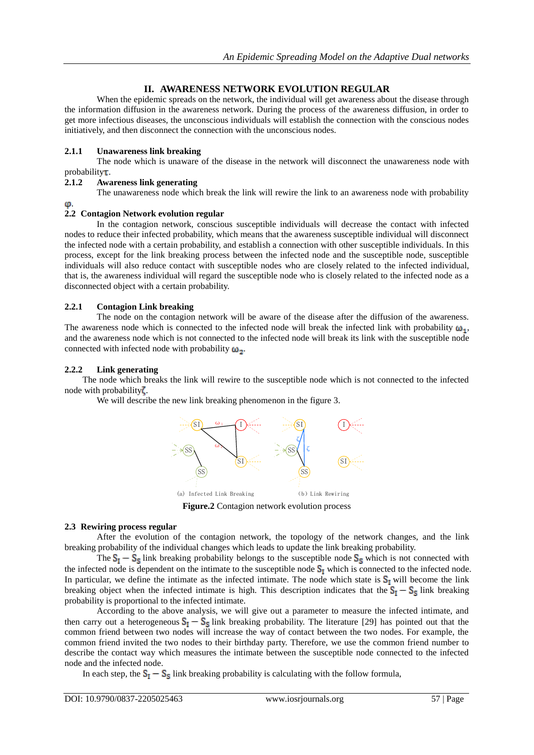## II. AWARENESS NETWORK EVOLUTION REGULAR

When the epidemic spreads on the network, the individual will get awareness about the disease through the information diffusion in the awareness network. During the process of the awareness diffusion, in order to get more infectious diseases, the unconscious individuals will establish the connection with the conscious nodes initiatively, and then disconnect the connection with the unconscious nodes.

#### 2.1.1 Unawareness link breaking

The node which is unaware of the disease in the network will disconnect the unawareness node with probability $\tau$.

#### 2.1.2 Awareness link generating

The unawareness node which break the link will rewire the link to an awareness node with probability $\varphi$.

### 2.2 Contagion Network evolution regular

In the contagion network, conscious susceptible individuals will decrease the contact with infected nodes to reduce their infected probability, which means that the awareness susceptible individual will disconnect the infected node with a certain probability, and establish a connection with other susceptible individuals. In this process, except for the link breaking process between the infected node and the susceptible node, susceptible individuals will also reduce contact with susceptible nodes who are closely related to the infected individual, that is, the awareness individual will regard the susceptible node who is closely related to the infected node as a disconnected object with a certain probability.

#### 2.2.1 Contagion Link breaking

The node on the contagion network will be aware of the disease after the diffusion of the awareness. The awareness node which is connected to the infected node will break the infected link with probability $\omega_1$, and the awareness node which is not connected to the infected node will break its link with the susceptible node connected with infected node with probability $\omega_2$.

#### 2.2.2 Link generating

The node which breaks the link will rewire to the susceptible node which is not connected to the infected node with probability $\zeta$.

We will describe the new link breaking phenomenon in the figure 3.

(a) Infected Link Breaking (b) Link Rewiring

**Figure.2** Contagion network evolution process

### 2.3 Rewiring process regular

After the evolution of the contagion network, the topology of the network changes, and the link breaking probability of the individual changes which leads to update the link breaking probability.

The $S_I - S_S$ link breaking probability belongs to the susceptible node $S_S$ which is not connected with the infected node is dependent on the intimate to the susceptible node $S_I$ which is connected to the infected node. In particular, we define the intimate as the infected intimate. The node which state is $S_I$ will become the link breaking object when the infected intimate is high. This description indicates that the $S_I - S_S$ link breaking probability is proportional to the infected intimate.

According to the above analysis, we will give out a parameter to measure the infected intimate, and then carry out a heterogeneous $S_I - S_S$ link breaking probability. The literature [29] has pointed out that the common friend between two nodes will increase the way of contact between the two nodes. For example, the common friend invited the two nodes to their birthday party. Therefore, we use the common friend number to describe the contact way which measures the intimate between the susceptible node connected to the infected node and the infected node.

In each step, the $S_I - S_S$ link breaking probability is calculating with the follow formula,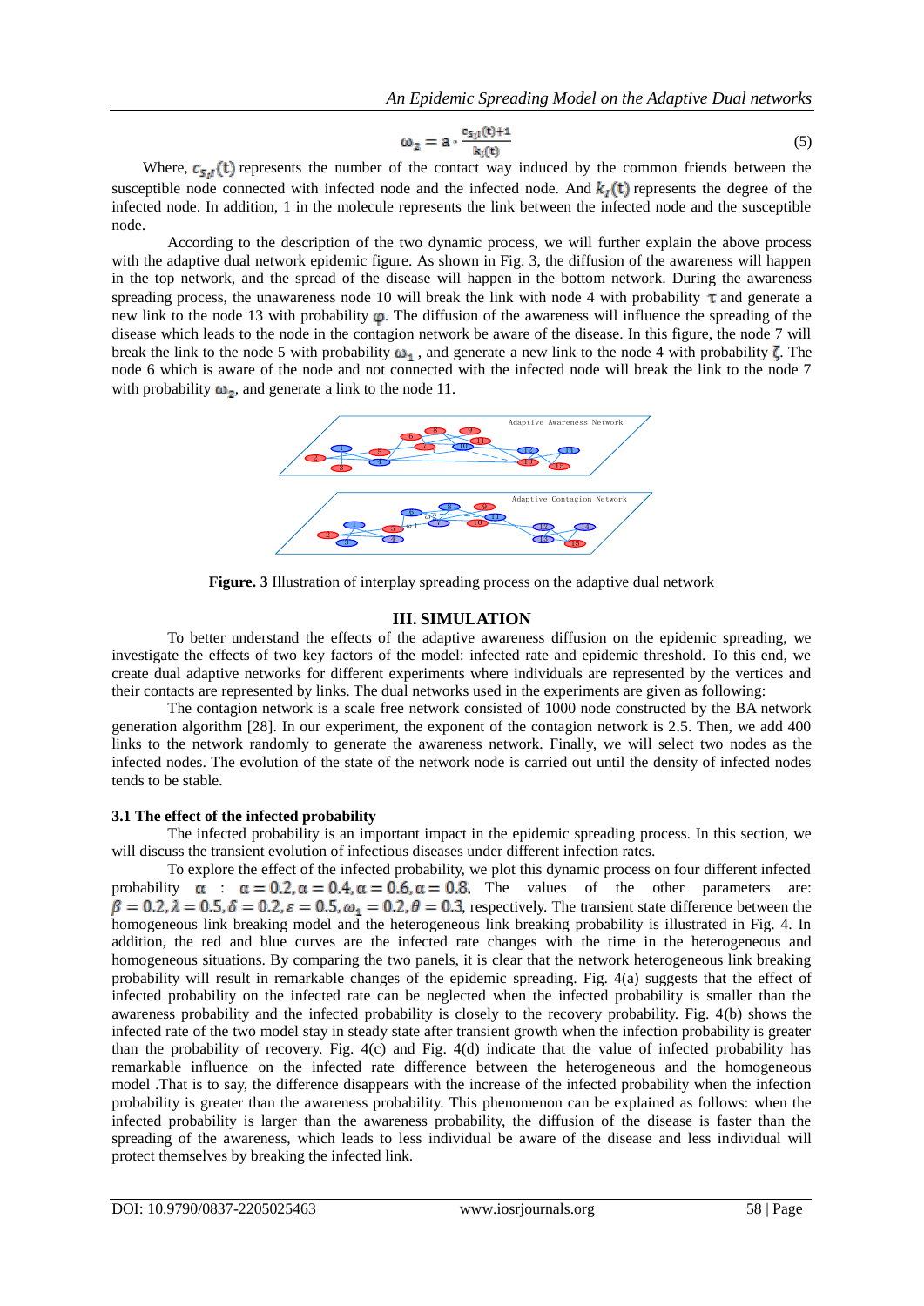$$\omega_2 = a \cdot \frac{c_{s_i I}(t)+1}{k_I(t)} \tag{5}$$

Where, $c_{s_i I}(t)$ represents the number of the contact way induced by the common friends between the susceptible node connected with infected node and the infected node. And $k_I(t)$ represents the degree of the infected node. In addition, 1 in the molecule represents the link between the infected node and the susceptible node.

According to the description of the two dynamic process, we will further explain the above process with the adaptive dual network epidemic figure. As shown in Fig. 3, the diffusion of the awareness will happen in the top network, and the spread of the disease will happen in the bottom network. During the awareness spreading process, the unawareness node 10 will break the link with node 4 with probability $\tau$ and generate a new link to the node 13 with probability $\varphi$. The diffusion of the awareness will influence the spreading of the disease which leads to the node in the contagion network be aware of the disease. In this figure, the node 7 will break the link to the node 5 with probability $\omega_1$ , and generate a new link to the node 4 with probability $\zeta$. The node 6 which is aware of the node and not connected with the infected node will break the link to the node 7 with probability $\omega_2$, and generate a link to the node 11.

**Figure. 3** Illustration of interplay spreading process on the adaptive dual network

## III. SIMULATION

To better understand the effects of the adaptive awareness diffusion on the epidemic spreading, we investigate the effects of two key factors of the model: infected rate and epidemic threshold. To this end, we create dual adaptive networks for different experiments where individuals are represented by the vertices and their contacts are represented by links. The dual networks used in the experiments are given as following:

The contagion network is a scale free network consisted of 1000 node constructed by the BA network generation algorithm [28]. In our experiment, the exponent of the contagion network is 2.5. Then, we add 400 links to the network randomly to generate the awareness network. Finally, we will select two nodes as the infected nodes. The evolution of the state of the network node is carried out until the density of infected nodes tends to be stable.

### 3.1 The effect of the infected probability

The infected probability is an important impact in the epidemic spreading process. In this section, we will discuss the transient evolution of infectious diseases under different infection rates.

To explore the effect of the infected probability, we plot this dynamic process on four different infected probability $\alpha$ : $\alpha = 0.2, \alpha = 0.4, \alpha = 0.6, \alpha = 0.8$. The values of the other parameters are: $\beta = 0.2, \lambda = 0.5, \delta = 0.2, \varepsilon = 0.5, \omega_1 = 0.2, \theta = 0.3$, respectively. The transient state difference between the homogeneous link breaking model and the heterogeneous link breaking probability is illustrated in Fig. 4. In addition, the red and blue curves are the infected rate changes with the time in the heterogeneous and homogeneous situations. By comparing the two panels, it is clear that the network heterogeneous link breaking probability will result in remarkable changes of the epidemic spreading. Fig. 4(a) suggests that the effect of infected probability on the infected rate can be neglected when the infected probability is smaller than the awareness probability and the infected probability is closely to the recovery probability. Fig. 4(b) shows the infected rate of the two model stay in steady state after transient growth when the infection probability is greater than the probability of recovery. Fig. 4(c) and Fig. 4(d) indicate that the value of infected probability has remarkable influence on the infected rate difference between the heterogeneous and the homogeneous model .That is to say, the difference disappears with the increase of the infected probability when the infection probability is greater than the awareness probability. This phenomenon can be explained as follows: when the infected probability is larger than the awareness probability, the diffusion of the disease is faster than the spreading of the awareness, which leads to less individual be aware of the disease and less individual will protect themselves by breaking the infected link.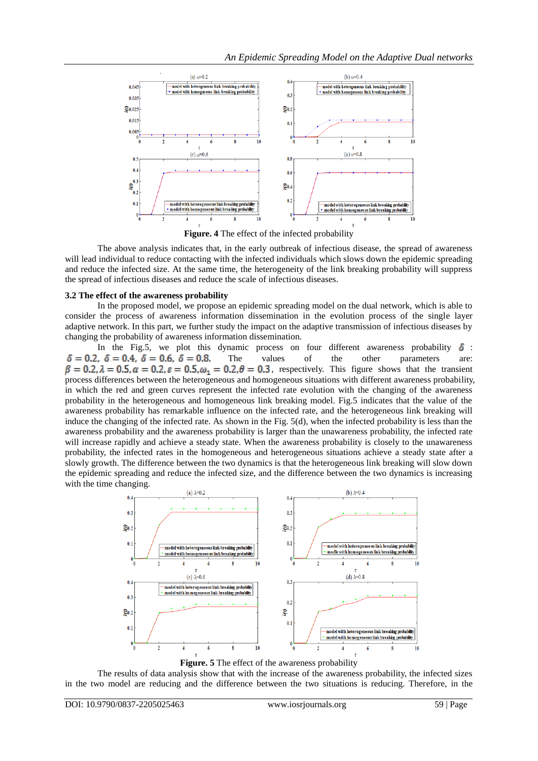**Figure. 4** The effect of the infected probability

The above analysis indicates that, in the early outbreak of infectious disease, the spread of awareness will lead individual to reduce contacting with the infected individuals which slows down the epidemic spreading and reduce the infected size. At the same time, the heterogeneity of the link breaking probability will suppress the spread of infectious diseases and reduce the scale of infectious diseases.

### 3.2 The effect of the awareness probability

In the proposed model, we propose an epidemic spreading model on the dual network, which is able to consider the process of awareness information dissemination in the evolution process of the single layer adaptive network. In this part, we further study the impact on the adaptive transmission of infectious diseases by changing the probability of awareness information dissemination.

In the Fig.5, we plot this dynamic process on four different awareness probability $\delta$ : $\delta = 0.2$, $\delta = 0.4$, $\delta = 0.6$, $\delta = 0.8$. The values of the other parameters are: $\beta = 0.2, \lambda = 0.5, \alpha = 0.2, \varepsilon = 0.5, \omega_1 = 0.2, \theta = 0.3$, respectively. This figure shows that the transient process differences between the heterogeneous and homogeneous situations with different awareness probability, in which the red and green curves represent the infected rate evolution with the changing of the awareness probability in the heterogeneous and homogeneous link breaking model. Fig.5 indicates that the value of the awareness probability has remarkable influence on the infected rate, and the heterogeneous link breaking will induce the changing of the infected rate. As shown in the Fig. 5(d), when the infected probability is less than the awareness probability and the awareness probability is larger than the unawareness probability, the infected rate will increase rapidly and achieve a steady state. When the awareness probability is closely to the unawareness probability, the infected rates in the homogeneous and heterogeneous situations achieve a steady state after a slowly growth. The difference between the two dynamics is that the heterogeneous link breaking will slow down the epidemic spreading and reduce the infected size, and the difference between the two dynamics is increasing with the time changing.

**Figure. 5** The effect of the awareness probability

The results of data analysis show that with the increase of the awareness probability, the infected sizes in the two model are reducing and the difference between the two situations is reducing. Therefore, in the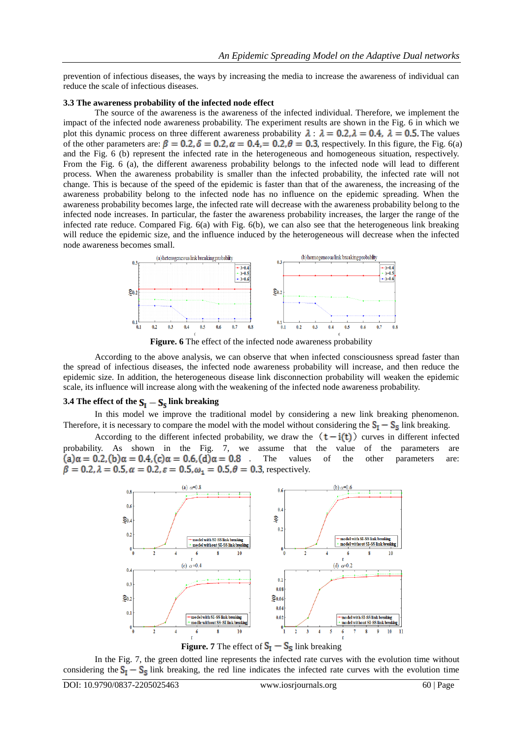prevention of infectious diseases, the ways by increasing the media to increase the awareness of individual can reduce the scale of infectious diseases.

### 3.3 The awareness probability of the infected node effect

The source of the awareness is the awareness of the infected individual. Therefore, we implement the impact of the infected node awareness probability. The experiment results are shown in the Fig. 6 in which we plot this dynamic process on three different awareness probability $\lambda$ : $\lambda = 0.2, \lambda = 0.4,\ \lambda = 0.5$. The values of the other parameters are: $\beta = 0.2, \delta = 0.2, \alpha = 0.4, = 0.2, \theta = 0.3$, respectively. In this figure, the Fig. 6(a) and the Fig. 6 (b) represent the infected rate in the heterogeneous and homogeneous situation, respectively. From the Fig. 6 (a), the different awareness probability belongs to the infected node will lead to different process. When the awareness probability is smaller than the infected probability, the infected rate will not change. This is because of the speed of the epidemic is faster than that of the awareness, the increasing of the awareness probability belong to the infected node has no influence on the epidemic spreading. When the awareness probability becomes large, the infected rate will decrease with the awareness probability belong to the infected node increases. In particular, the faster the awareness probability increases, the larger the range of the infected rate reduce. Compared Fig. 6(a) with Fig. 6(b), we can also see that the heterogeneous link breaking will reduce the epidemic size, and the influence induced by the heterogeneous will decrease when the infected node awareness becomes small.

**Figure. 6** The effect of the infected node awareness probability

According to the above analysis, we can observe that when infected consciousness spread faster than the spread of infectious diseases, the infected node awareness probability will increase, and then reduce the epidemic size. In addition, the heterogeneous disease link disconnection probability will weaken the epidemic scale, its influence will increase along with the weakening of the infected node awareness probability.

### 3.4 The effect of the $S_I - S_S$ link breaking

In this model we improve the traditional model by considering a new link breaking phenomenon. Therefore, it is necessary to compare the model with the model without considering the $S_I - S_S$ link breaking.

According to the different infected probability, we draw the $(t - i(t))$ curves in different infected probability. As shown in the Fig. 7, we assume that the value of the parameters are $(a)\alpha = 0.2, (b)\alpha = 0.4, (c)\alpha = 0.6, (d)\alpha = 0.8$ . The values of the other parameters are: $\beta = 0.2, \lambda = 0.5, \alpha = 0.2, \varepsilon = 0.5, \omega_1 = 0.5, \theta = 0.3$, respectively.

**Figure. 7** The effect of $S_I - S_S$ link breaking

In the Fig. 7, the green dotted line represents the infected rate curves with the evolution time without considering the $S_I - S_S$ link breaking, the red line indicates the infected rate curves with the evolution time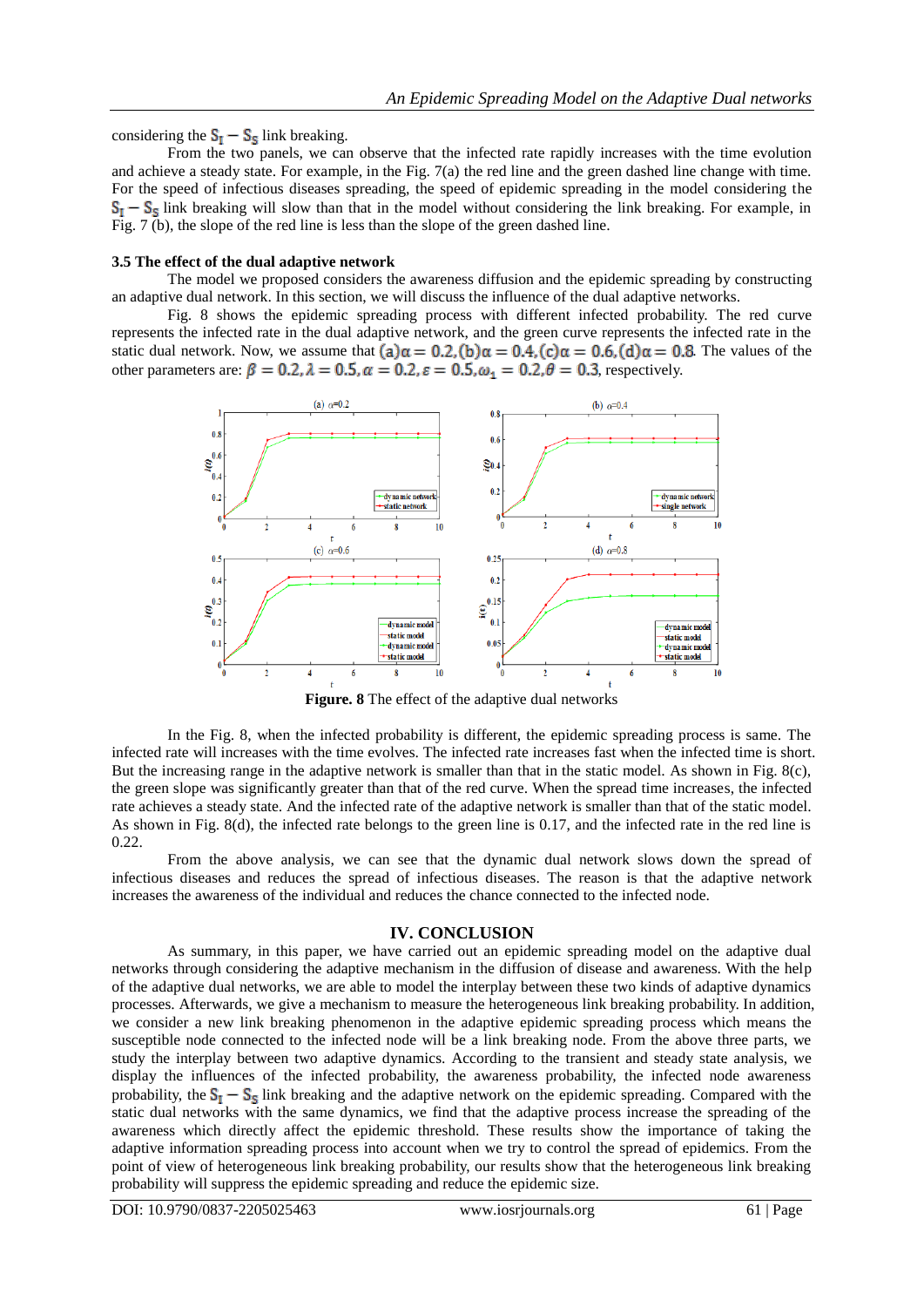considering the $S_I - S_S$ link breaking.

From the two panels, we can observe that the infected rate rapidly increases with the time evolution and achieve a steady state. For example, in the Fig. 7(a) the red line and the green dashed line change with time. For the speed of infectious diseases spreading, the speed of epidemic spreading in the model considering the $S_I - S_S$ link breaking will slow than that in the model without considering the link breaking. For example, in Fig. 7 (b), the slope of the red line is less than the slope of the green dashed line.

### 3.5 The effect of the dual adaptive network

The model we proposed considers the awareness diffusion and the epidemic spreading by constructing an adaptive dual network. In this section, we will discuss the influence of the dual adaptive networks.

Fig. 8 shows the epidemic spreading process with different infected probability. The red curve represents the infected rate in the dual adaptive network, and the green curve represents the infected rate in the static dual network. Now, we assume that $(a)\alpha = 0.2, (b)\alpha = 0.4, (c)\alpha = 0.6, (d)\alpha = 0.8$. The values of the other parameters are: $\beta = 0.2, \lambda = 0.5, \alpha = 0.2, \varepsilon = 0.5, \omega_1 = 0.2, \theta = 0.3$, respectively.

**Figure. 8** The effect of the adaptive dual networks

In the Fig. 8, when the infected probability is different, the epidemic spreading process is same. The infected rate will increases with the time evolves. The infected rate increases fast when the infected time is short. But the increasing range in the adaptive network is smaller than that in the static model. As shown in Fig. 8(c), the green slope was significantly greater than that of the red curve. When the spread time increases, the infected rate achieves a steady state. And the infected rate of the adaptive network is smaller than that of the static model. As shown in Fig. 8(d), the infected rate belongs to the green line is 0.17, and the infected rate in the red line is 0.22.

From the above analysis, we can see that the dynamic dual network slows down the spread of infectious diseases and reduces the spread of infectious diseases. The reason is that the adaptive network increases the awareness of the individual and reduces the chance connected to the infected node.

## IV. CONCLUSION

As summary, in this paper, we have carried out an epidemic spreading model on the adaptive dual networks through considering the adaptive mechanism in the diffusion of disease and awareness. With the help of the adaptive dual networks, we are able to model the interplay between these two kinds of adaptive dynamics processes. Afterwards, we give a mechanism to measure the heterogeneous link breaking probability. In addition, we consider a new link breaking phenomenon in the adaptive epidemic spreading process which means the susceptible node connected to the infected node will be a link breaking node. From the above three parts, we study the interplay between two adaptive dynamics. According to the transient and steady state analysis, we display the influences of the infected probability, the awareness probability, the infected node awareness probability, the $S_I - S_S$ link breaking and the adaptive network on the epidemic spreading. Compared with the static dual networks with the same dynamics, we find that the adaptive process increase the spreading of the awareness which directly affect the epidemic threshold. These results show the importance of taking the adaptive information spreading process into account when we try to control the spread of epidemics. From the point of view of heterogeneous link breaking probability, our results show that the heterogeneous link breaking probability will suppress the epidemic spreading and reduce the epidemic size.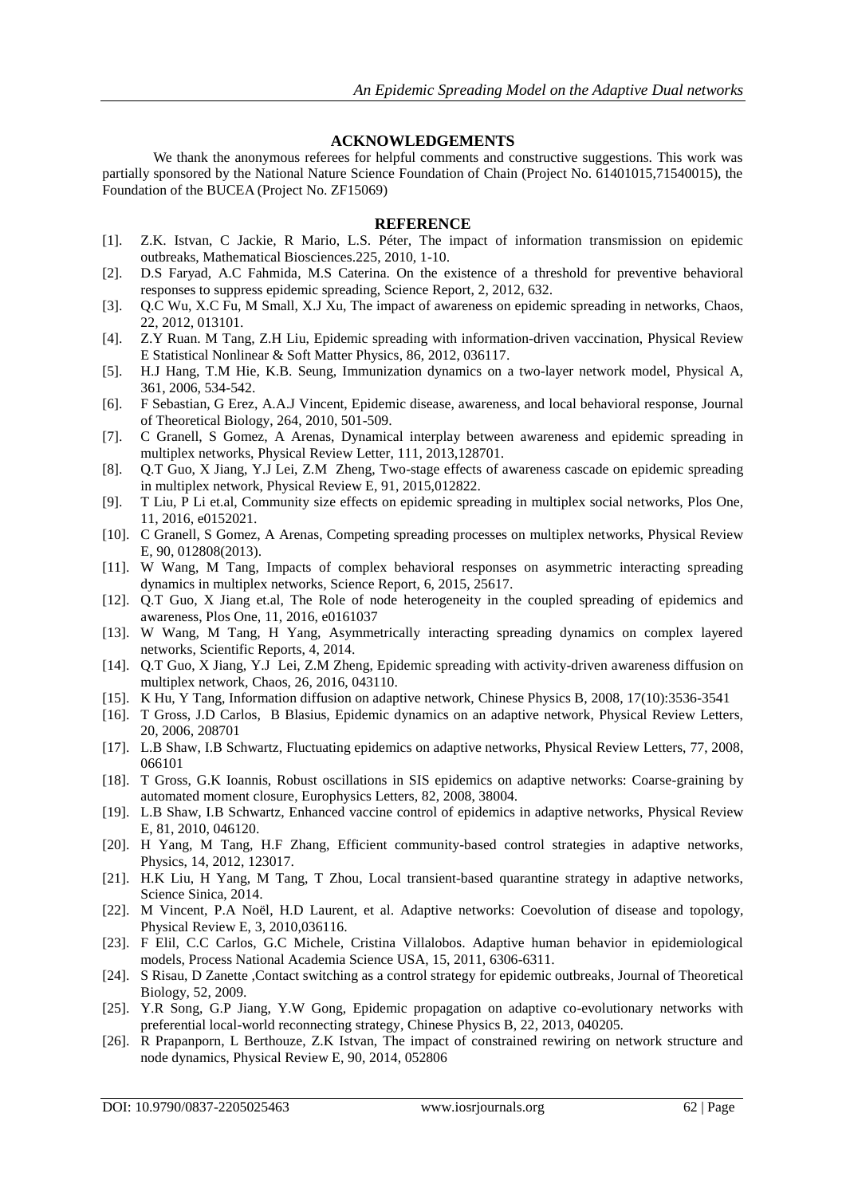## ACKNOWLEDGEMENTS

We thank the anonymous referees for helpful comments and constructive suggestions. This work was partially sponsored by the National Nature Science Foundation of Chain (Project No. 61401015,71540015), the Foundation of the BUCEA (Project No. ZF15069)

## REFERENCE

[1]. Z.K. Istvan, C Jackie, R Mario, L.S. Péter, The impact of information transmission on epidemic outbreaks, Mathematical Biosciences.225, 2010, 1-10.

[2]. D.S Faryad, A.C Fahmida, M.S Caterina. On the existence of a threshold for preventive behavioral responses to suppress epidemic spreading, Science Report, 2, 2012, 632.

[3]. Q.C Wu, X.C Fu, M Small, X.J Xu, The impact of awareness on epidemic spreading in networks, Chaos, 22, 2012, 013101.

[4]. Z.Y Ruan. M Tang, Z.H Liu, Epidemic spreading with information-driven vaccination, Physical Review E Statistical Nonlinear & Soft Matter Physics, 86, 2012, 036117.

[5]. H.J Hang, T.M Hie, K.B. Seung, Immunization dynamics on a two-layer network model, Physical A, 361, 2006, 534-542.

[6]. F Sebastian, G Erez, A.A.J Vincent, Epidemic disease, awareness, and local behavioral response, Journal of Theoretical Biology, 264, 2010, 501-509.

[7]. C Granell, S Gomez, A Arenas, Dynamical interplay between awareness and epidemic spreading in multiplex networks, Physical Review Letter, 111, 2013,128701.

[8]. Q.T Guo, X Jiang, Y.J Lei, Z.M Zheng, Two-stage effects of awareness cascade on epidemic spreading in multiplex network, Physical Review E, 91, 2015,012822.

[9]. T Liu, P Li et.al, Community size effects on epidemic spreading in multiplex social networks, Plos One, 11, 2016, e0152021.

[10]. C Granell, S Gomez, A Arenas, Competing spreading processes on multiplex networks, Physical Review E, 90, 012808(2013).

[11]. W Wang, M Tang, Impacts of complex behavioral responses on asymmetric interacting spreading dynamics in multiplex networks, Science Report, 6, 2015, 25617.

[12]. Q.T Guo, X Jiang et.al, The Role of node heterogeneity in the coupled spreading of epidemics and awareness, Plos One, 11, 2016, e0161037

[13]. W Wang, M Tang, H Yang, Asymmetrically interacting spreading dynamics on complex layered networks, Scientific Reports, 4, 2014.

[14]. Q.T Guo, X Jiang, Y.J Lei, Z.M Zheng, Epidemic spreading with activity-driven awareness diffusion on multiplex network, Chaos, 26, 2016, 043110.

[15]. K Hu, Y Tang, Information diffusion on adaptive network, Chinese Physics B, 2008, 17(10):3536-3541

[16]. T Gross, J.D Carlos, B Blasius, Epidemic dynamics on an adaptive network, Physical Review Letters, 20, 2006, 208701

[17]. L.B Shaw, I.B Schwartz, Fluctuating epidemics on adaptive networks, Physical Review Letters, 77, 2008, 066101

[18]. T Gross, G.K Ioannis, Robust oscillations in SIS epidemics on adaptive networks: Coarse-graining by automated moment closure, Europhysics Letters, 82, 2008, 38004.

[19]. L.B Shaw, I.B Schwartz, Enhanced vaccine control of epidemics in adaptive networks, Physical Review E, 81, 2010, 046120.

[20]. H Yang, M Tang, H.F Zhang, Efficient community-based control strategies in adaptive networks, Physics, 14, 2012, 123017.

[21]. H.K Liu, H Yang, M Tang, T Zhou, Local transient-based quarantine strategy in adaptive networks, Science Sinica, 2014.

[22]. M Vincent, P.A Noël, H.D Laurent, et al. Adaptive networks: Coevolution of disease and topology, Physical Review E, 3, 2010,036116.

[23]. F Elil, C.C Carlos, G.C Michele, Cristina Villalobos. Adaptive human behavior in epidemiological models, Process National Academia Science USA, 15, 2011, 6306-6311.

[24]. S Risau, D Zanette ,Contact switching as a control strategy for epidemic outbreaks, Journal of Theoretical Biology, 52, 2009.

[25]. Y.R Song, G.P Jiang, Y.W Gong, Epidemic propagation on adaptive co-evolutionary networks with preferential local-world reconnecting strategy, Chinese Physics B, 22, 2013, 040205.

[26]. R Prapanporn, L Berthouze, Z.K Istvan, The impact of constrained rewiring on network structure and node dynamics, Physical Review E, 90, 2014, 052806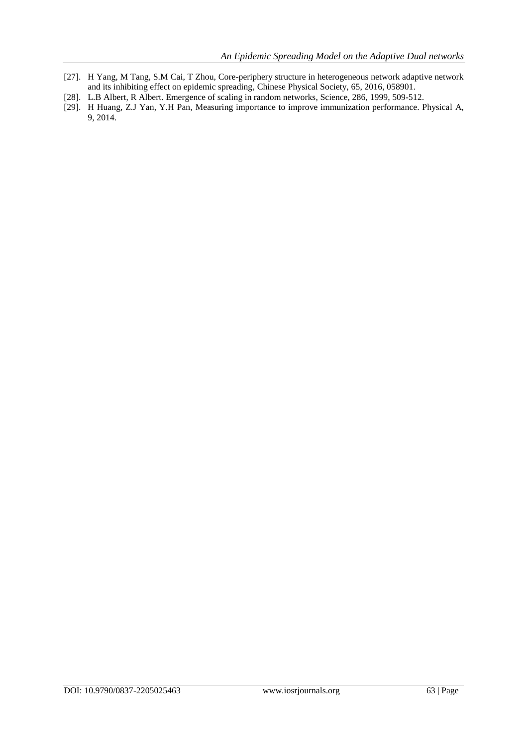[27]. H Yang, M Tang, S.M Cai, T Zhou, Core-periphery structure in heterogeneous network adaptive network and its inhibiting effect on epidemic spreading, Chinese Physical Society, 65, 2016, 058901.

[28]. L.B Albert, R Albert. Emergence of scaling in random networks, Science, 286, 1999, 509-512.

[29]. H Huang, Z.J Yan, Y.H Pan, Measuring importance to improve immunization performance. Physical A, 9, 2014.